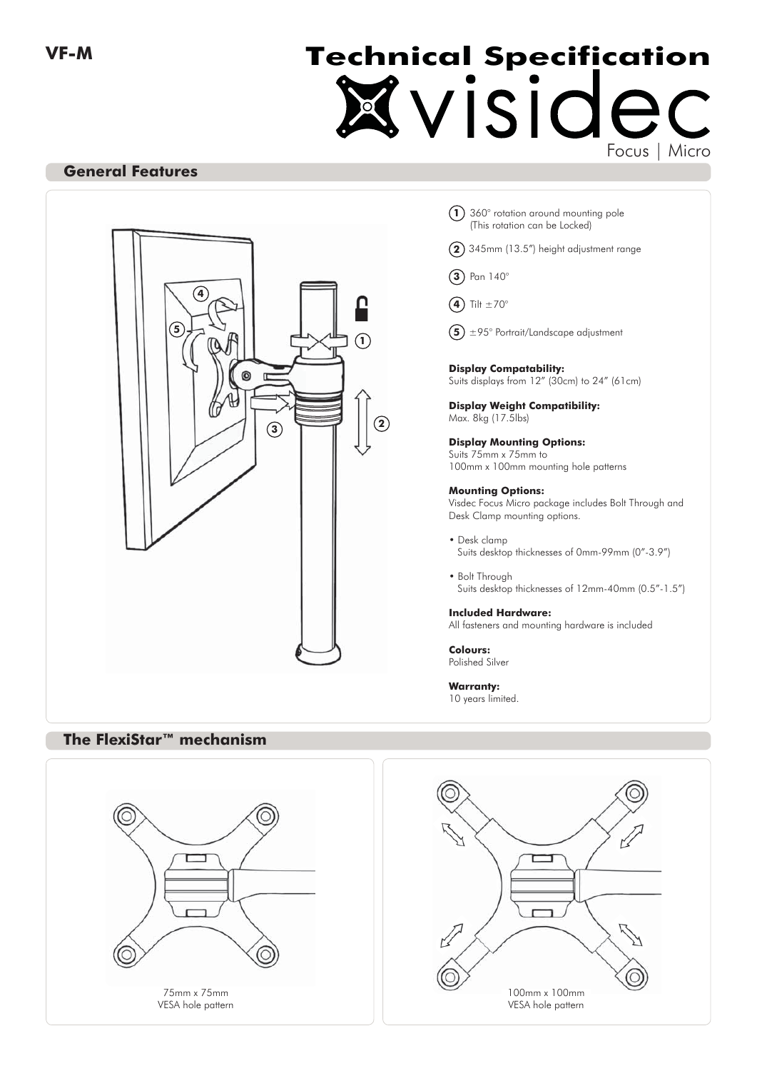VF-M

# Technical Specification

visidec

Focus | Micro

## General Features

1. 360° rotation around mounting pole (This rotation can be Locked)
2. 345mm (13.5") height adjustment range
3. Pan 140°
4. Tilt ±70°
5. ±95° Portrait/Landscape adjustment

**Display Compatability:**
Suits displays from 12" (30cm) to 24" (61cm)

**Display Weight Compatibility:**
Max. 8kg (17.5lbs)

**Display Mounting Options:**
Suits 75mm x 75mm to 100mm x 100mm mounting hole patterns

**Mounting Options:**
Visdec Focus Micro package includes Bolt Through and Desk Clamp mounting options.

- Desk clamp
  Suits desktop thicknesses of 0mm-99mm (0"-3.9")
- Bolt Through
  Suits desktop thicknesses of 12mm-40mm (0.5"-1.5")

**Included Hardware:**
All fasteners and mounting hardware is included

**Colours:**
Polished Silver

**Warranty:**
10 years limited.

## The FlexiStar™ mechanism

75mm x 75mm
VESA hole pattern

100mm x 100mm
VESA hole pattern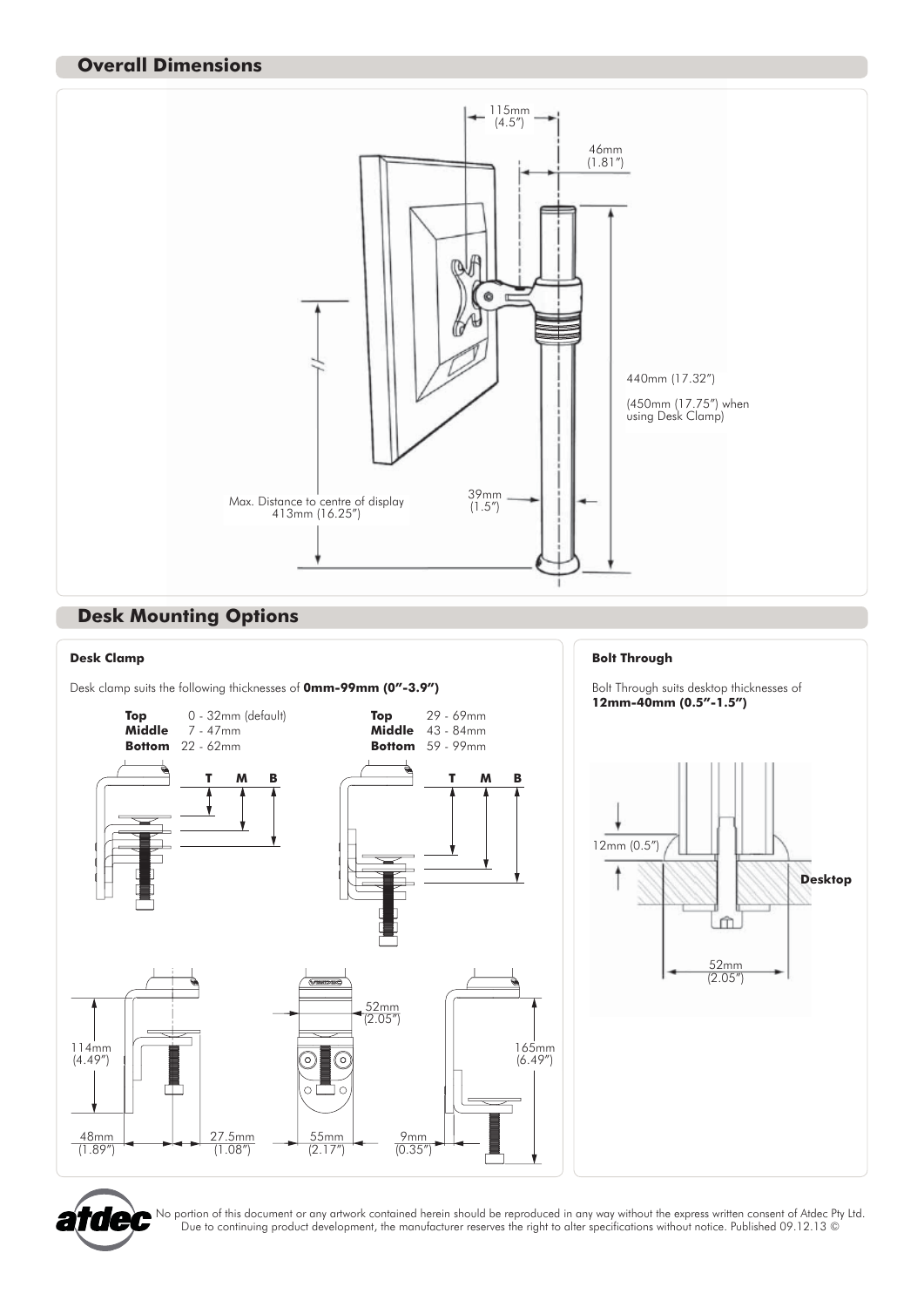## Overall Dimensions

115mm (4.5")

46mm (1.81")

440mm (17.32")

(450mm (17.75") when using Desk Clamp)

Max. Distance to centre of display 413mm (16.25")

39mm (1.5")

## Desk Mounting Options

### Desk Clamp

Desk clamp suits the following thicknesses of **0mm-99mm (0"-3.9")**

**Top** 0 - 32mm (default)
**Middle** 7 - 47mm
**Bottom** 22 - 62mm

**Top** 29 - 69mm
**Middle** 43 - 84mm
**Bottom** 59 - 99mm

**T** **M** **B**

**T** **M** **B**

114mm (4.49")

48mm (1.89")

27.5mm (1.08")

52mm (2.05")

55mm (2.17")

9mm (0.35")

165mm (6.49")

### Bolt Through

Bolt Through suits desktop thicknesses of **12mm-40mm (0.5"-1.5")**

12mm (0.5")

**Desktop**

52mm (2.05")

No portion of this document or any artwork contained herein should be reproduced in any way without the express written consent of Atdec Pty Ltd. Due to continuing product development, the manufacturer reserves the right to alter specifications without notice. Published 09.12.13 ©